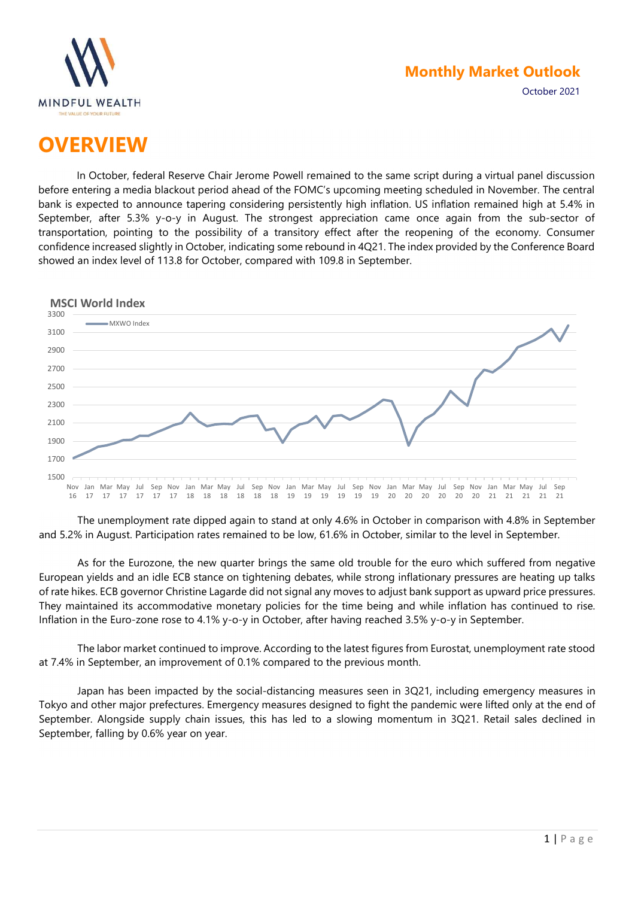MINDFUL WEALTH

THE VALUE OF YOUR FUTURE

**Monthly Market Outlook**

October 2021

# OVERVIEW

In October, federal Reserve Chair Jerome Powell remained to the same script during a virtual panel discussion before entering a media blackout period ahead of the FOMC's upcoming meeting scheduled in November. The central bank is expected to announce tapering considering persistently high inflation. US inflation remained high at 5.4% in September, after 5.3% y-o-y in August. The strongest appreciation came once again from the sub-sector of transportation, pointing to the possibility of a transitory effect after the reopening of the economy. Consumer confidence increased slightly in October, indicating some rebound in 4Q21. The index provided by the Conference Board showed an index level of 113.8 for October, compared with 109.8 in September.

**MSCI World Index**

MXWO Index

3300
3100
2900
2700
2500
2300
2100
1900
1700
1500

Nov 16, Jan 17, Mar 17, May 17, Jul 17, Sep 17, Nov 17, Jan 18, Mar 18, May 18, Jul 18, Sep 18, Nov 18, Jan 19, Mar 19, May 19, Jul 19, Sep 19, Nov 19, Jan 20, Mar 20, May 20, Jul 20, Sep 20, Nov 20, Jan 21, Mar 21, May 21, Jul 21, Sep 21

The unemployment rate dipped again to stand at only 4.6% in October in comparison with 4.8% in September and 5.2% in August. Participation rates remained to be low, 61.6% in October, similar to the level in September.

As for the Eurozone, the new quarter brings the same old trouble for the euro which suffered from negative European yields and an idle ECB stance on tightening debates, while strong inflationary pressures are heating up talks of rate hikes. ECB governor Christine Lagarde did not signal any moves to adjust bank support as upward price pressures. They maintained its accommodative monetary policies for the time being and while inflation has continued to rise. Inflation in the Euro-zone rose to 4.1% y-o-y in October, after having reached 3.5% y-o-y in September.

The labor market continued to improve. According to the latest figures from Eurostat, unemployment rate stood at 7.4% in September, an improvement of 0.1% compared to the previous month.

Japan has been impacted by the social-distancing measures seen in 3Q21, including emergency measures in Tokyo and other major prefectures. Emergency measures designed to fight the pandemic were lifted only at the end of September. Alongside supply chain issues, this has led to a slowing momentum in 3Q21. Retail sales declined in September, falling by 0.6% year on year.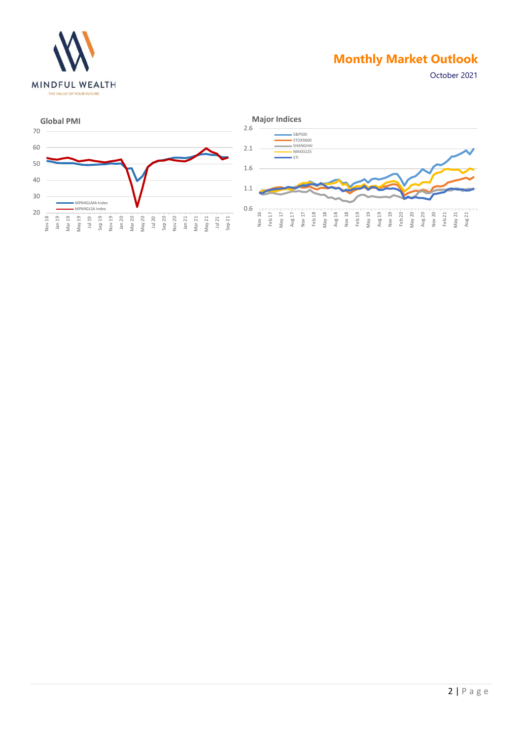Global PMI

70
60
50
40
30
20

MPMIGLMA Index
MPMIGLSA Index

Nov 18
Jan 19
Mar 19
May 19
Jul 19
Sep 19
Nov 19
Jan 20
Mar 20
May 20
Jul 20
Sep 20
Nov 20
Jan 21
Mar 21
May 21
Jul 21
Sep 21

Major Indices

2.6
2.1
1.6
1.1
0.6

S&P500
STOXX600
SHANGHAI
NIKKEI225
STI

Nov 16
Feb 17
May 17
Aug 17
Nov 17
Feb 18
May 18
Aug 18
Nov 18
Feb 19
May 19
Aug 19
Nov 19
Feb 20
May 20
Aug 20
Nov 20
Feb 21
May 21
Aug 21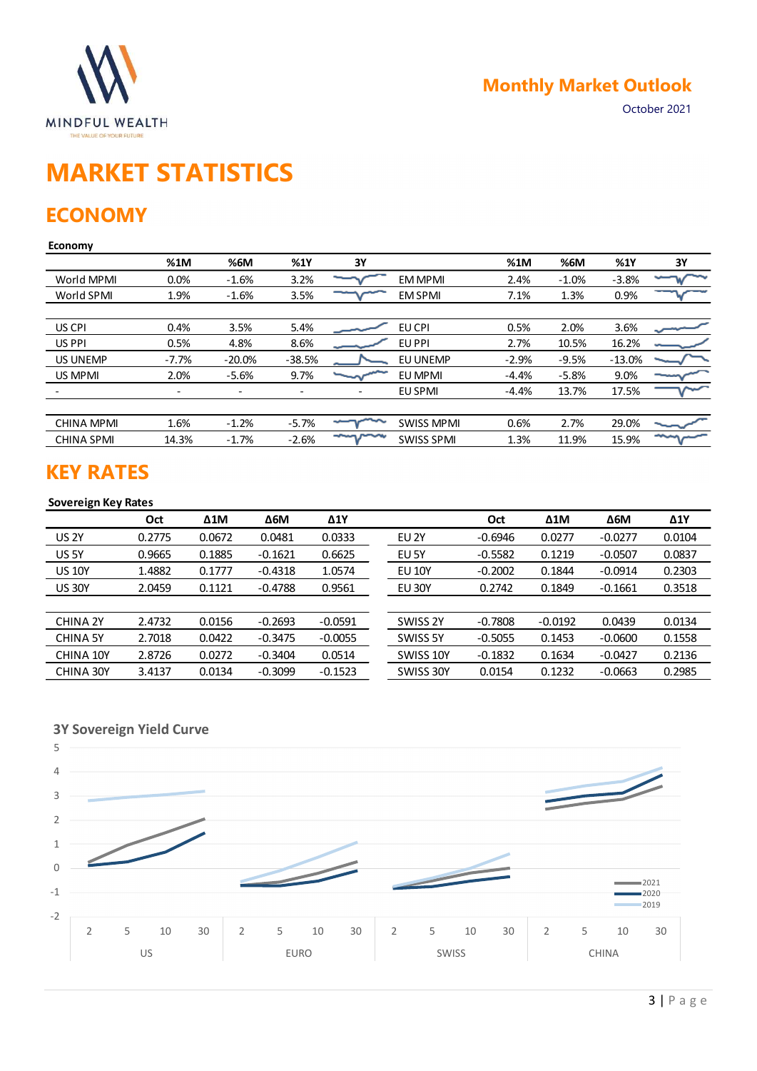# MARKET STATISTICS

## ECONOMY

**Economy**

| | %1M | %6M | %1Y | 3Y | | %1M | %6M | %1Y | 3Y |
|---|---|---|---|---|---|---|---|---|---|
| World MPMI | 0.0% | -1.6% | 3.2% | | EM MPMI | 2.4% | -1.0% | -3.8% | |
| World SPMI | 1.9% | -1.6% | 3.5% | | EM SPMI | 7.1% | 1.3% | 0.9% | |
| | | | | | | | | | |
| US CPI | 0.4% | 3.5% | 5.4% | | EU CPI | 0.5% | 2.0% | 3.6% | |
| US PPI | 0.5% | 4.8% | 8.6% | | EU PPI | 2.7% | 10.5% | 16.2% | |
| US UNEMP | -7.7% | -20.0% | -38.5% | | EU UNEMP | -2.9% | -9.5% | -13.0% | |
| US MPMI | 2.0% | -5.6% | 9.7% | | EU MPMI | -4.4% | -5.8% | 9.0% | |
| - | - | - | - | - | EU SPMI | -4.4% | 13.7% | 17.5% | |
| | | | | | | | | | |
| CHINA MPMI | 1.6% | -1.2% | -5.7% | | SWISS MPMI | 0.6% | 2.7% | 29.0% | |
| CHINA SPMI | 14.3% | -1.7% | -2.6% | | SWISS SPMI | 1.3% | 11.9% | 15.9% | |

## KEY RATES

**Sovereign Key Rates**

| | Oct | Δ1M | Δ6M | Δ1Y | | Oct | Δ1M | Δ6M | Δ1Y |
|---|---|---|---|---|---|---|---|---|---|
| US 2Y | 0.2775 | 0.0672 | 0.0481 | 0.0333 | EU 2Y | -0.6946 | 0.0277 | -0.0277 | 0.0104 |
| US 5Y | 0.9665 | 0.1885 | -0.1621 | 0.6625 | EU 5Y | -0.5582 | 0.1219 | -0.0507 | 0.0837 |
| US 10Y | 1.4882 | 0.1777 | -0.4318 | 1.0574 | EU 10Y | -0.2002 | 0.1844 | -0.0914 | 0.2303 |
| US 30Y | 2.0459 | 0.1121 | -0.4788 | 0.9561 | EU 30Y | 0.2742 | 0.1849 | -0.1661 | 0.3518 |
| | | | | | | | | | |
| CHINA 2Y | 2.4732 | 0.0156 | -0.2693 | -0.0591 | SWISS 2Y | -0.7808 | -0.0192 | 0.0439 | 0.0134 |
| CHINA 5Y | 2.7018 | 0.0422 | -0.3475 | -0.0055 | SWISS 5Y | -0.5055 | 0.1453 | -0.0600 | 0.1558 |
| CHINA 10Y | 2.8726 | 0.0272 | -0.3404 | 0.0514 | SWISS 10Y | -0.1832 | 0.1634 | -0.0427 | 0.2136 |
| CHINA 30Y | 3.4137 | 0.0134 | -0.3099 | -0.1523 | SWISS 30Y | 0.0154 | 0.1232 | -0.0663 | 0.2985 |

**3Y Sovereign Yield Curve**

5
4
3
2
1
0
-1
-2

2 5 10 30 — US
2 5 10 30 — EURO
2 5 10 30 — SWISS
2 5 10 30 — CHINA

2021
2020
2019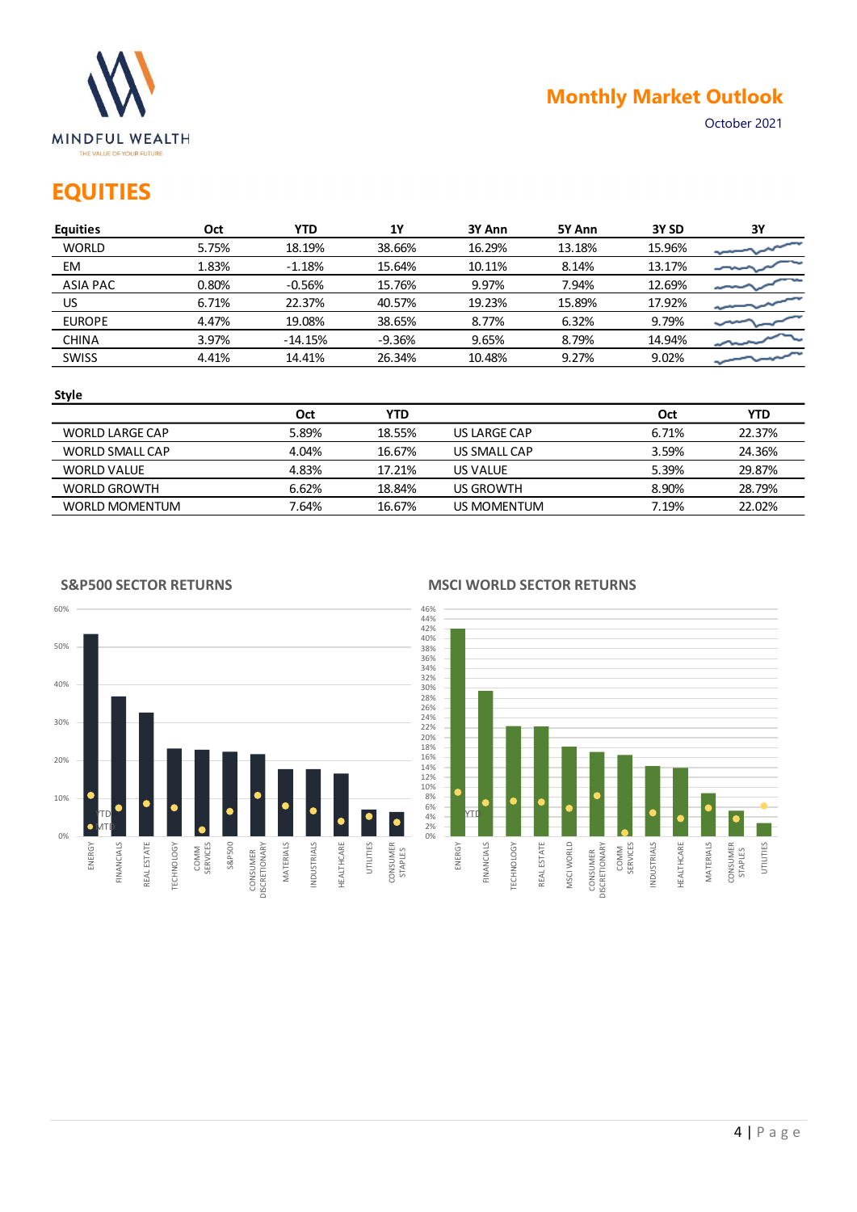Monthly Market Outlook

October 2021

# EQUITIES

| Equities | Oct | YTD | 1Y | 3Y Ann | 5Y Ann | 3Y SD | 3Y |
|---|---|---|---|---|---|---|---|
| WORLD | 5.75% | 18.19% | 38.66% | 16.29% | 13.18% | 15.96% | |
| EM | 1.83% | -1.18% | 15.64% | 10.11% | 8.14% | 13.17% | |
| ASIA PAC | 0.80% | -0.56% | 15.76% | 9.97% | 7.94% | 12.69% | |
| US | 6.71% | 22.37% | 40.57% | 19.23% | 15.89% | 17.92% | |
| EUROPE | 4.47% | 19.08% | 38.65% | 8.77% | 6.32% | 9.79% | |
| CHINA | 3.97% | -14.15% | -9.36% | 9.65% | 8.79% | 14.94% | |
| SWISS | 4.41% | 14.41% | 26.34% | 10.48% | 9.27% | 9.02% | |

**Style**

| | Oct | YTD | | Oct | YTD |
|---|---|---|---|---|---|
| WORLD LARGE CAP | 5.89% | 18.55% | US LARGE CAP | 6.71% | 22.37% |
| WORLD SMALL CAP | 4.04% | 16.67% | US SMALL CAP | 3.59% | 24.36% |
| WORLD VALUE | 4.83% | 17.21% | US VALUE | 5.39% | 29.87% |
| WORLD GROWTH | 6.62% | 18.84% | US GROWTH | 8.90% | 28.79% |
| WORLD MOMENTUM | 7.64% | 16.67% | US MOMENTUM | 7.19% | 22.02% |

**S&P500 SECTOR RETURNS**

60%
50%
40%
30%
20%
10%
0%

YTD
MTD

ENERGY, FINANCIALS, REAL ESTATE, TECHNOLOGY, COMM SERVICES, S&P500, CONSUMER DISCRETIONARY, MATERIALS, INDUSTRIALS, HEALTHCARE, UTILITIES, CONSUMER STAPLES

**MSCI WORLD SECTOR RETURNS**

46%
44%
42%
40%
38%
36%
34%
32%
30%
28%
26%
24%
22%
20%
18%
16%
14%
12%
10%
8%
6%
4%
2%
0%

YTD

ENERGY, FINANCIALS, TECHNOLOGY, REAL ESTATE, MSCI WORLD, CONSUMER DISCRETIONARY, COMM SERVICES, INDUSTRIALS, HEALTHCARE, MATERIALS, CONSUMER STAPLES, UTILITIES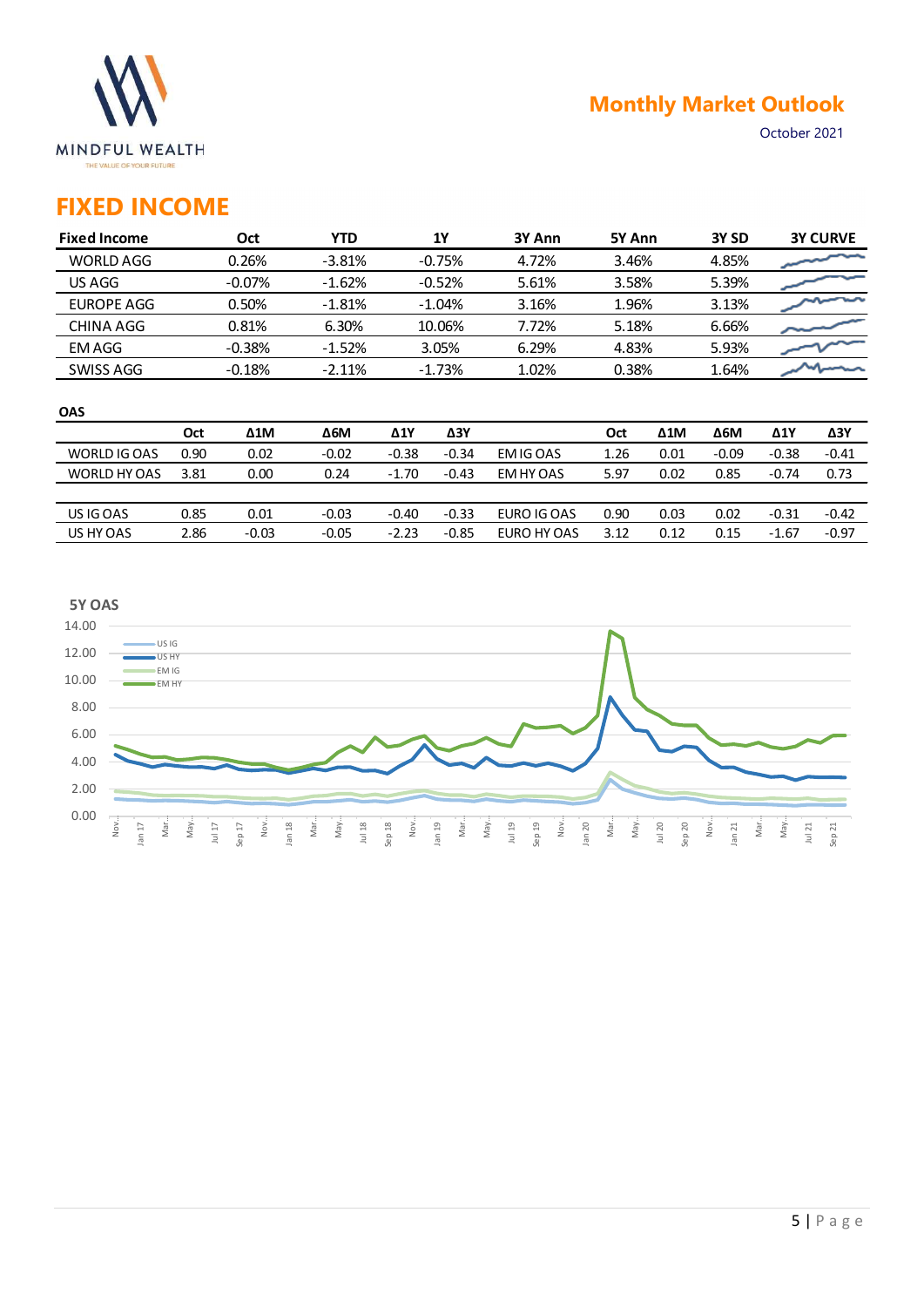# FIXED INCOME

| Fixed Income | Oct | YTD | 1Y | 3Y Ann | 5Y Ann | 3Y SD | 3Y CURVE |
|---|---|---|---|---|---|---|---|
| WORLD AGG | 0.26% | -3.81% | -0.75% | 4.72% | 3.46% | 4.85% | |
| US AGG | -0.07% | -1.62% | -0.52% | 5.61% | 3.58% | 5.39% | |
| EUROPE AGG | 0.50% | -1.81% | -1.04% | 3.16% | 1.96% | 3.13% | |
| CHINA AGG | 0.81% | 6.30% | 10.06% | 7.72% | 5.18% | 6.66% | |
| EM AGG | -0.38% | -1.52% | 3.05% | 6.29% | 4.83% | 5.93% | |
| SWISS AGG | -0.18% | -2.11% | -1.73% | 1.02% | 0.38% | 1.64% | |

**OAS**

| | Oct | Δ1M | Δ6M | Δ1Y | Δ3Y | | Oct | Δ1M | Δ6M | Δ1Y | Δ3Y |
|---|---|---|---|---|---|---|---|---|---|---|---|
| WORLD IG OAS | 0.90 | 0.02 | -0.02 | -0.38 | -0.34 | EM IG OAS | 1.26 | 0.01 | -0.09 | -0.38 | -0.41 |
| WORLD HY OAS | 3.81 | 0.00 | 0.24 | -1.70 | -0.43 | EM HY OAS | 5.97 | 0.02 | 0.85 | -0.74 | 0.73 |
| US IG OAS | 0.85 | 0.01 | -0.03 | -0.40 | -0.33 | EURO IG OAS | 0.90 | 0.03 | 0.02 | -0.31 | -0.42 |
| US HY OAS | 2.86 | -0.03 | -0.05 | -2.23 | -0.85 | EURO HY OAS | 3.12 | 0.12 | 0.15 | -1.67 | -0.97 |

**5Y OAS**

14.00
12.00
10.00
8.00
6.00
4.00
2.00
0.00

US IG
US HY
EM IG
EM HY

Nov... Jan 17 Mar... May... Jul 17 Sep 17 Nov... Jan 18 Mar... May... Jul 18 Sep 18 Nov... Jan 19 Mar... May... Jul 19 Sep 19 Nov... Jan 20 Mar... May... Jul 20 Sep 20 Nov... Jan 21 Mar... May... Jul 21 Sep 21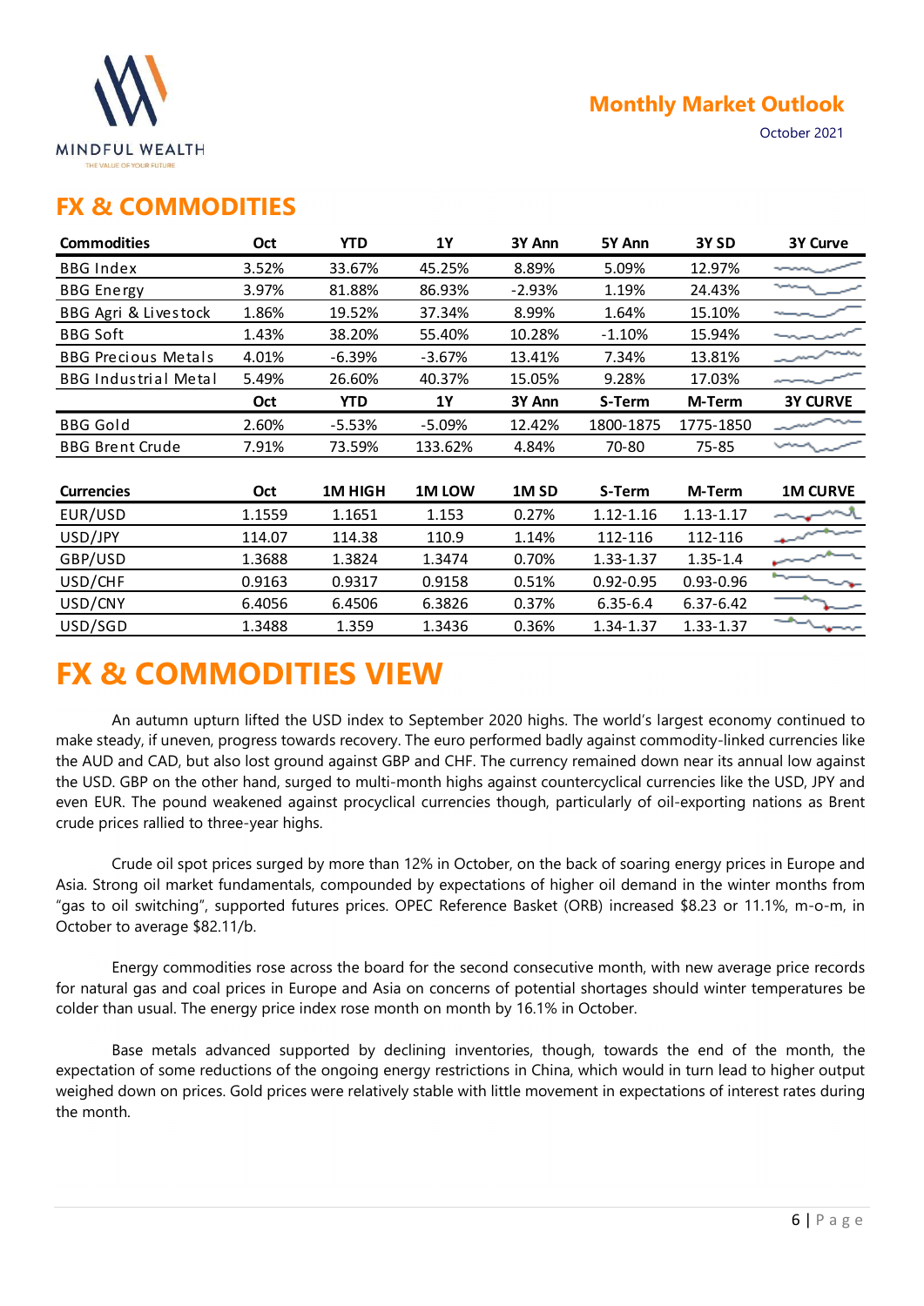## FX & COMMODITIES

| Commodities | Oct | YTD | 1Y | 3Y Ann | 5Y Ann | 3Y SD | 3Y Curve |
|---|---|---|---|---|---|---|---|
| BBG Index | 3.52% | 33.67% | 45.25% | 8.89% | 5.09% | 12.97% | |
| BBG Energy | 3.97% | 81.88% | 86.93% | -2.93% | 1.19% | 24.43% | |
| BBG Agri & Livestock | 1.86% | 19.52% | 37.34% | 8.99% | 1.64% | 15.10% | |
| BBG Soft | 1.43% | 38.20% | 55.40% | 10.28% | -1.10% | 15.94% | |
| BBG Precious Metals | 4.01% | -6.39% | -3.67% | 13.41% | 7.34% | 13.81% | |
| BBG Industrial Metal | 5.49% | 26.60% | 40.37% | 15.05% | 9.28% | 17.03% | |
| | **Oct** | **YTD** | **1Y** | **3Y Ann** | **S-Term** | **M-Term** | **3Y CURVE** |
| BBG Gold | 2.60% | -5.53% | -5.09% | 12.42% | 1800-1875 | 1775-1850 | |
| BBG Brent Crude | 7.91% | 73.59% | 133.62% | 4.84% | 70-80 | 75-85 | |

| Currencies | Oct | 1M HIGH | 1M LOW | 1M SD | S-Term | M-Term | 1M CURVE |
|---|---|---|---|---|---|---|---|
| EUR/USD | 1.1559 | 1.1651 | 1.153 | 0.27% | 1.12-1.16 | 1.13-1.17 | |
| USD/JPY | 114.07 | 114.38 | 110.9 | 1.14% | 112-116 | 112-116 | |
| GBP/USD | 1.3688 | 1.3824 | 1.3474 | 0.70% | 1.33-1.37 | 1.35-1.4 | |
| USD/CHF | 0.9163 | 0.9317 | 0.9158 | 0.51% | 0.92-0.95 | 0.93-0.96 | |
| USD/CNY | 6.4056 | 6.4506 | 6.3826 | 0.37% | 6.35-6.4 | 6.37-6.42 | |
| USD/SGD | 1.3488 | 1.359 | 1.3436 | 0.36% | 1.34-1.37 | 1.33-1.37 | |

# FX & COMMODITIES VIEW

An autumn upturn lifted the USD index to September 2020 highs. The world's largest economy continued to make steady, if uneven, progress towards recovery. The euro performed badly against commodity-linked currencies like the AUD and CAD, but also lost ground against GBP and CHF. The currency remained down near its annual low against the USD. GBP on the other hand, surged to multi-month highs against countercyclical currencies like the USD, JPY and even EUR. The pound weakened against procyclical currencies though, particularly of oil-exporting nations as Brent crude prices rallied to three-year highs.

Crude oil spot prices surged by more than 12% in October, on the back of soaring energy prices in Europe and Asia. Strong oil market fundamentals, compounded by expectations of higher oil demand in the winter months from "gas to oil switching", supported futures prices. OPEC Reference Basket (ORB) increased $8.23 or 11.1%, m-o-m, in October to average $82.11/b.

Energy commodities rose across the board for the second consecutive month, with new average price records for natural gas and coal prices in Europe and Asia on concerns of potential shortages should winter temperatures be colder than usual. The energy price index rose month on month by 16.1% in October.

Base metals advanced supported by declining inventories, though, towards the end of the month, the expectation of some reductions of the ongoing energy restrictions in China, which would in turn lead to higher output weighed down on prices. Gold prices were relatively stable with little movement in expectations of interest rates during the month.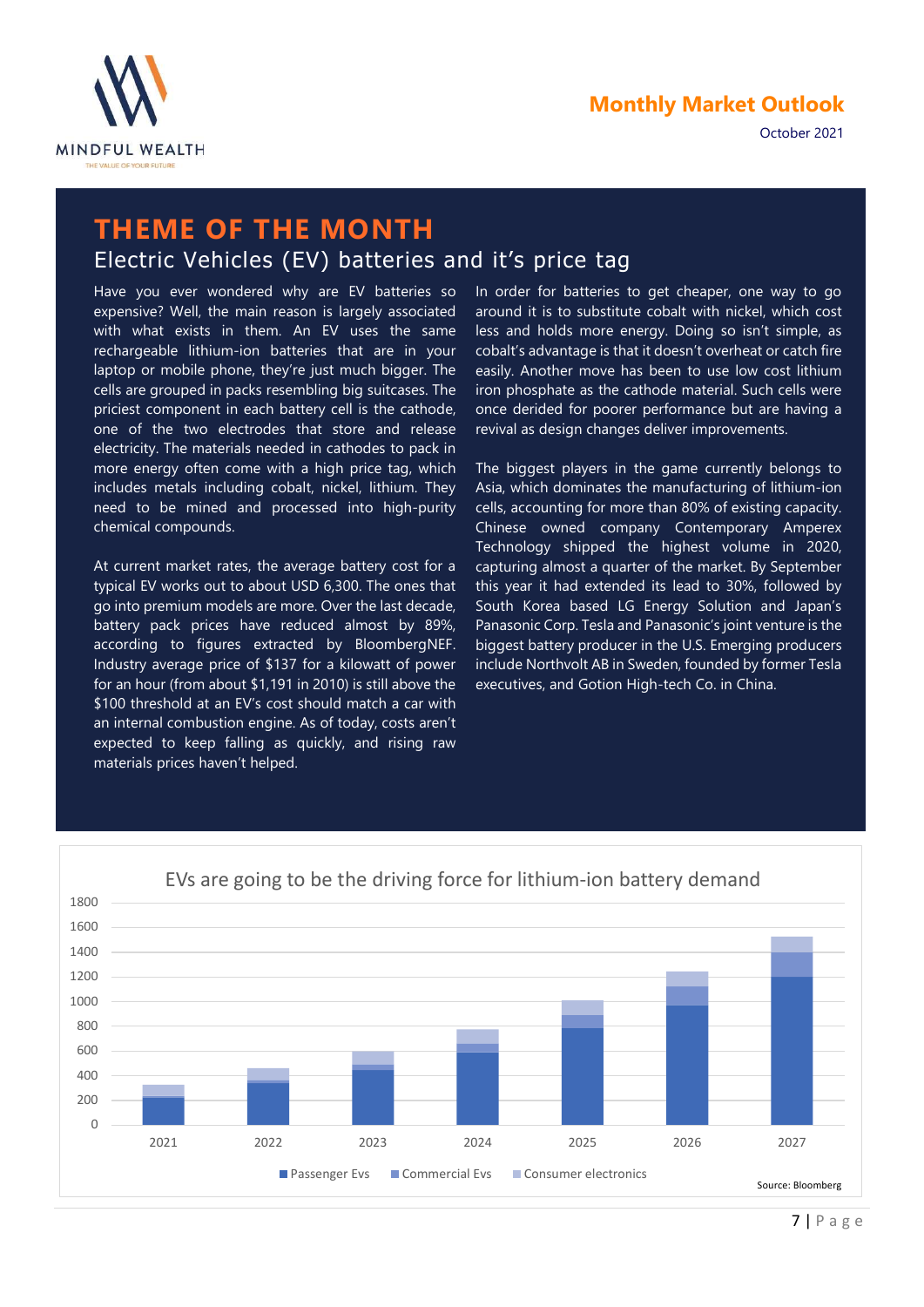## THEME OF THE MONTH

### Electric Vehicles (EV) batteries and it's price tag

Have you ever wondered why are EV batteries so expensive? Well, the main reason is largely associated with what exists in them. An EV uses the same rechargeable lithium-ion batteries that are in your laptop or mobile phone, they're just much bigger. The cells are grouped in packs resembling big suitcases. The priciest component in each battery cell is the cathode, one of the two electrodes that store and release electricity. The materials needed in cathodes to pack in more energy often come with a high price tag, which includes metals including cobalt, nickel, lithium. They need to be mined and processed into high-purity chemical compounds.

At current market rates, the average battery cost for a typical EV works out to about USD 6,300. The ones that go into premium models are more. Over the last decade, battery pack prices have reduced almost by 89%, according to figures extracted by BloombergNEF. Industry average price of $137 for a kilowatt of power for an hour (from about $1,191 in 2010) is still above the $100 threshold at an EV's cost should match a car with an internal combustion engine. As of today, costs aren't expected to keep falling as quickly, and rising raw materials prices haven't helped.

In order for batteries to get cheaper, one way to go around it is to substitute cobalt with nickel, which cost less and holds more energy. Doing so isn't simple, as cobalt's advantage is that it doesn't overheat or catch fire easily. Another move has been to use low cost lithium iron phosphate as the cathode material. Such cells were once derided for poorer performance but are having a revival as design changes deliver improvements.

The biggest players in the game currently belongs to Asia, which dominates the manufacturing of lithium-ion cells, accounting for more than 80% of existing capacity. Chinese owned company Contemporary Amperex Technology shipped the highest volume in 2020, capturing almost a quarter of the market. By September this year it had extended its lead to 30%, followed by South Korea based LG Energy Solution and Japan's Panasonic Corp. Tesla and Panasonic's joint venture is the biggest battery producer in the U.S. Emerging producers include Northvolt AB in Sweden, founded by former Tesla executives, and Gotion High-tech Co. in China.

EVs are going to be the driving force for lithium-ion battery demand

1800
1600
1400
1200
1000
800
600
400
200
0

2021 2022 2023 2024 2025 2026 2027

Passenger Evs · Commercial Evs · Consumer electronics

Source: Bloomberg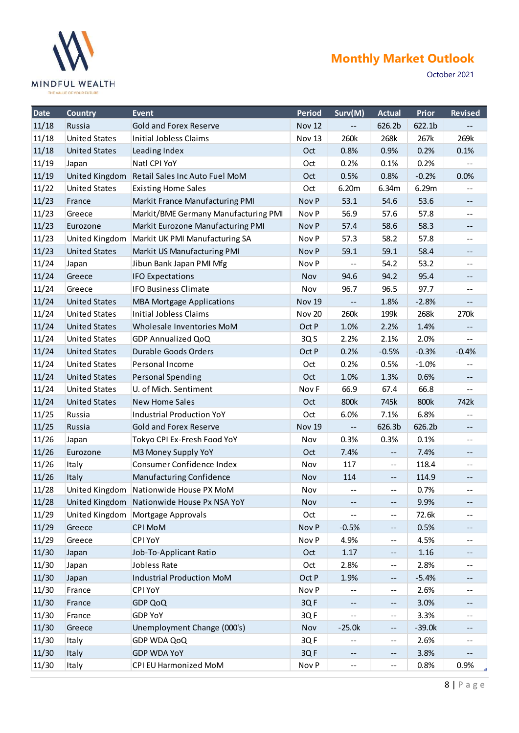# Monthly Market Outlook

October 2021

| Date | Country | Event | Period | Surv(M) | Actual | Prior | Revised |
|---|---|---|---|---|---|---|---|
| 11/18 | Russia | Gold and Forex Reserve | Nov 12 | -- | 626.2b | 622.1b | -- |
| 11/18 | United States | Initial Jobless Claims | Nov 13 | 260k | 268k | 267k | 269k |
| 11/18 | United States | Leading Index | Oct | 0.8% | 0.9% | 0.2% | 0.1% |
| 11/19 | Japan | Natl CPI YoY | Oct | 0.2% | 0.1% | 0.2% | -- |
| 11/19 | United Kingdom | Retail Sales Inc Auto Fuel MoM | Oct | 0.5% | 0.8% | -0.2% | 0.0% |
| 11/22 | United States | Existing Home Sales | Oct | 6.20m | 6.34m | 6.29m | -- |
| 11/23 | France | Markit France Manufacturing PMI | Nov P | 53.1 | 54.6 | 53.6 | -- |
| 11/23 | Greece | Markit/BME Germany Manufacturing PMI | Nov P | 56.9 | 57.6 | 57.8 | -- |
| 11/23 | Eurozone | Markit Eurozone Manufacturing PMI | Nov P | 57.4 | 58.6 | 58.3 | -- |
| 11/23 | United Kingdom | Markit UK PMI Manufacturing SA | Nov P | 57.3 | 58.2 | 57.8 | -- |
| 11/23 | United States | Markit US Manufacturing PMI | Nov P | 59.1 | 59.1 | 58.4 | -- |
| 11/24 | Japan | Jibun Bank Japan PMI Mfg | Nov P | -- | 54.2 | 53.2 | -- |
| 11/24 | Greece | IFO Expectations | Nov | 94.6 | 94.2 | 95.4 | -- |
| 11/24 | Greece | IFO Business Climate | Nov | 96.7 | 96.5 | 97.7 | -- |
| 11/24 | United States | MBA Mortgage Applications | Nov 19 | -- | 1.8% | -2.8% | -- |
| 11/24 | United States | Initial Jobless Claims | Nov 20 | 260k | 199k | 268k | 270k |
| 11/24 | United States | Wholesale Inventories MoM | Oct P | 1.0% | 2.2% | 1.4% | -- |
| 11/24 | United States | GDP Annualized QoQ | 3Q S | 2.2% | 2.1% | 2.0% | -- |
| 11/24 | United States | Durable Goods Orders | Oct P | 0.2% | -0.5% | -0.3% | -0.4% |
| 11/24 | United States | Personal Income | Oct | 0.2% | 0.5% | -1.0% | -- |
| 11/24 | United States | Personal Spending | Oct | 1.0% | 1.3% | 0.6% | -- |
| 11/24 | United States | U. of Mich. Sentiment | Nov F | 66.9 | 67.4 | 66.8 | -- |
| 11/24 | United States | New Home Sales | Oct | 800k | 745k | 800k | 742k |
| 11/25 | Russia | Industrial Production YoY | Oct | 6.0% | 7.1% | 6.8% | -- |
| 11/25 | Russia | Gold and Forex Reserve | Nov 19 | -- | 626.3b | 626.2b | -- |
| 11/26 | Japan | Tokyo CPI Ex-Fresh Food YoY | Nov | 0.3% | 0.3% | 0.1% | -- |
| 11/26 | Eurozone | M3 Money Supply YoY | Oct | 7.4% | -- | 7.4% | -- |
| 11/26 | Italy | Consumer Confidence Index | Nov | 117 | -- | 118.4 | -- |
| 11/26 | Italy | Manufacturing Confidence | Nov | 114 | -- | 114.9 | -- |
| 11/28 | United Kingdom | Nationwide House PX MoM | Nov | -- | -- | 0.7% | -- |
| 11/28 | United Kingdom | Nationwide House Px NSA YoY | Nov | -- | -- | 9.9% | -- |
| 11/29 | United Kingdom | Mortgage Approvals | Oct | -- | -- | 72.6k | -- |
| 11/29 | Greece | CPI MoM | Nov P | -0.5% | -- | 0.5% | -- |
| 11/29 | Greece | CPI YoY | Nov P | 4.9% | -- | 4.5% | -- |
| 11/30 | Japan | Job-To-Applicant Ratio | Oct | 1.17 | -- | 1.16 | -- |
| 11/30 | Japan | Jobless Rate | Oct | 2.8% | -- | 2.8% | -- |
| 11/30 | Japan | Industrial Production MoM | Oct P | 1.9% | -- | -5.4% | -- |
| 11/30 | France | CPI YoY | Nov P | -- | -- | 2.6% | -- |
| 11/30 | France | GDP QoQ | 3Q F | -- | -- | 3.0% | -- |
| 11/30 | France | GDP YoY | 3Q F | -- | -- | 3.3% | -- |
| 11/30 | Greece | Unemployment Change (000's) | Nov | -25.0k | -- | -39.0k | -- |
| 11/30 | Italy | GDP WDA QoQ | 3Q F | -- | -- | 2.6% | -- |
| 11/30 | Italy | GDP WDA YoY | 3Q F | -- | -- | 3.8% | -- |
| 11/30 | Italy | CPI EU Harmonized MoM | Nov P | -- | -- | 0.8% | 0.9% |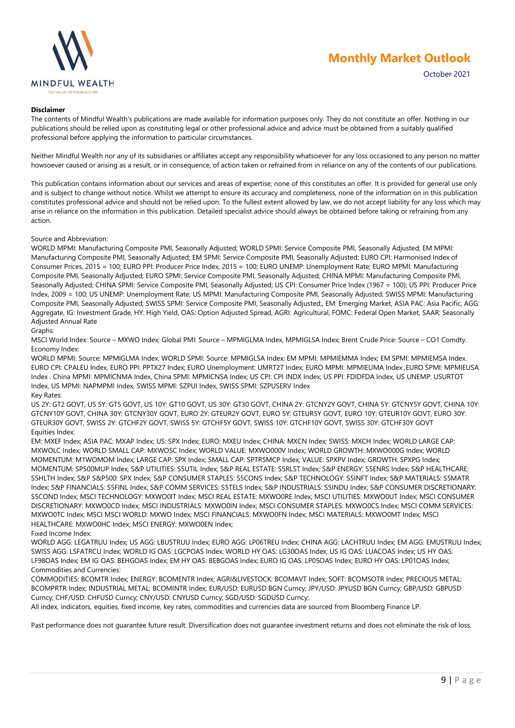**Disclaimer**

The contents of Mindful Wealth's publications are made available for information purposes only. They do not constitute an offer. Nothing in our publications should be relied upon as constituting legal or other professional advice and advice must be obtained from a suitably qualified professional before applying the information to particular circumstances.

Neither Mindful Wealth nor any of its subsidiaries or affiliates accept any responsibility whatsoever for any loss occasioned to any person no matter howsoever caused or arising as a result, or in consequence, of action taken or refrained from in reliance on any of the contents of our publications.

This publication contains information about our services and areas of expertise; none of this constitutes an offer. It is provided for general use only and is subject to change without notice. Whilst we attempt to ensure its accuracy and completeness, none of the information on in this publication constitutes professional advice and should not be relied upon. To the fullest extent allowed by law, we do not accept liability for any loss which may arise in reliance on the information in this publication. Detailed specialist advice should always be obtained before taking or refraining from any action.

Source and Abbreviation:
WORLD MPMI: Manufacturing Composite PMI, Seasonally Adjusted; WORLD SPMI: Service Composite PMI, Seasonally Adjusted; EM MPMI: Manufacturing Composite PMI, Seasonally Adjusted; EM SPMI: Service Composite PMI, Seasonally Adjusted; EURO CPI: Harmonised Index of Consumer Prices, 2015 = 100; EURO PPI: Producer Price Index, 2015 = 100; EURO UNEMP: Unemployment Rate; EURO MPMI: Manufacturing Composite PMI, Seasonally Adjusted; EURO SPMI: Service Composite PMI, Seasonally Adjusted; CHINA MPMI: Manufacturing Composite PMI, Seasonally Adjusted; CHINA SPMI: Service Composite PMI, Seasonally Adjusted; US CPI: Consumer Price Index (1967 = 100); US PPI: Producer Price Index, 2009 = 100; US UNEMP: Unemployment Rate; US MPMI: Manufacturing Composite PMI, Seasonally Adjusted; SWISS MPMI: Manufacturing Composite PMI, Seasonally Adjusted; SWISS SPMI: Service Composite PMI, Seasonally Adjusted;, EM: Emerging Market, ASIA PAC: Asia Pacific, AGG: Aggregate, IG: Investment Grade, HY: High Yield, OAS: Option Adjusted Spread, AGRI: Agricultural, FOMC: Federal Open Market, SAAR: Seasonally Adjusted Annual Rate

Graphs:
MSCI World Index: Source – MXWO Index; Global PMI: Source – MPMIGLMA Index, MPMIGLSA Index; Brent Crude Price: Source – CO1 Comdty.

Economy Index:
WORLD MPMI: Source: MPMIGLMA Index; WORLD SPMI: Source: MPMIGLSA Index; EM MPMI: MPMIEMMA Index; EM SPMI: MPMIEMSA Index. EURO CPI: CPALEU Index, EURO PPI: PPTX27 Index; EURO Unemployment: UMRT27 Index; EURO MPMI: MPMIEUMA Index ,EURO SPMI: MPMIEUSA Index . China MPMI: MPMICNMA Index, China SPMI: MPMICNSA Index; US CPI: CPI INDX Index; US PPI: FDIDFDA Index, US UNEMP: USURTOT Index, US MPMI: NAPMPMI Index, SWISS MPMI: SZPUI Index, SWISS SPMI: SZPUSERV Index

Key Rates:
US 2Y: GT2 GOVT, US 5Y: GT5 GOVT, US 10Y: GT10 GOVT, US 30Y: GT30 GOVT, CHINA 2Y: GTCNY2Y GOVT, CHINA 5Y: GTCNY5Y GOVT, CHINA 10Y: GTCNY10Y GOVT, CHINA 30Y: GTCNY30Y GOVT, EURO 2Y: GTEUR2Y GOVT, EURO 5Y: GTEUR5Y GOVT, EURO 10Y: GTEUR10Y GOVT, EURO 30Y: GTEUR30Y GOVT, SWISS 2Y: GTCHF2Y GOVT, SWISS 5Y: GTCHF5Y GOVT, SWISS 10Y: GTCHF10Y GOVT, SWISS 30Y: GTCHF30Y GOVT

Equities Index:
EM: MXEF Index; ASIA PAC: MXAP Index; US: SPX Index; EURO: MXEU Index; CHINA: MXCN Index; SWISS: MXCH Index; WORLD LARGE CAP: MXWOLC Index; WORLD SMALL CAP: MXWOSC Index; WORLD VALUE: MXWO000V Index; WORLD GROWTH: MXWO000G Index; WORLD MOMENTUM: M1WOMOM Index; LARGE CAP: SPX Index; SMALL CAP: SPTRSMCP Index; VALUE: SPXPV Index; GROWTH: SPXPG Index; MOMENTUM: SP500MUP Index; S&P UTILITIES: S5UTIL Index; S&P REAL ESTATE: S5RLST Index; S&P ENERGY: S5ENRS Index; S&P HEALTHCARE: S5HLTH Index; S&P S&P500: SPX Index; S&P CONSUMER STAPLES: S5CONS Index; S&P TECHNOLOGY: S5INFT Index; S&P MATERIALS: S5MATR Index; S&P FINANCIALS: S5FINL Index; S&P COMM SERVICES: S5TELS Index; S&P INDUSTRIALS: S5INDU Index; S&P CONSUMER DISCRETIONARY: S5COND Index; MSCI TECHNOLOGY: MXWO0IT Index; MSCI REAL ESTATE: MXWO0RE Index; MSCI UTILITIES: MXWO0UT Index; MSCI CONSUMER DISCRETIONARY: MXWO0CD Index; MSCI INDUSTRIALS: MXWO0IN Index; MSCI CONSUMER STAPLES: MXWO0CS Index; MSCI COMM SERVICES: MXWO0TC Index; MSCI MSCI WORLD: MXWO Index; MSCI FINANCIALS: MXWO0FN Index; MSCI MATERIALS: MXWO0MT Index; MSCI HEALTHCARE: MXWO0HC Index; MSCI ENERGY: MXWO0EN Index;

Fixed Income Index:
WORLD AGG: LEGATRUU Index; US AGG: LBUSTRUU Index; EURO AGG: LP06TREU Index; CHINA AGG: LACHTRUU Index; EM AGG: EMUSTRUU Index; SWISS AGG: LSFATRCU Index; WORLD IG OAS: LGCPOAS Index; WORLD HY OAS: LG30OAS Index; US IG OAS: LUACOAS Index; US HY OAS: LF98OAS Index; EM IG OAS: BEHGOAS Index; EM HY OAS: BEBGOAS Index; EURO IG OAS: LP05OAS Index; EURO HY OAS: LP01OAS Index;

Commodities and Currencies:
COMMODITIES: BCOMTR Index; ENERGY: BCOMENTR Index; AGRI&LIVESTOCK: BCOMAVT Index; SOFT: BCOMSOTR Index; PRECIOUS METAL: BCOMPRTR Index; INDUSTRIAL METAL: BCOMINTR Index; EUR/USD: EURUSD BGN Curncy; JPY/USD: JPYUSD BGN Curncy; GBP/USD: GBPUSD Curncy; CHF/USD: CHFUSD Curncy; CNY/USD: CNYUSD Curncy; SGD/USD: SGDUSD Curncy;

All index, indicators, equities, fixed income, key rates, commodities and currencies data are sourced from Bloomberg Finance LP.

Past performance does not guarantee future result. Diversification does not guarantee investment returns and does not eliminate the risk of loss.